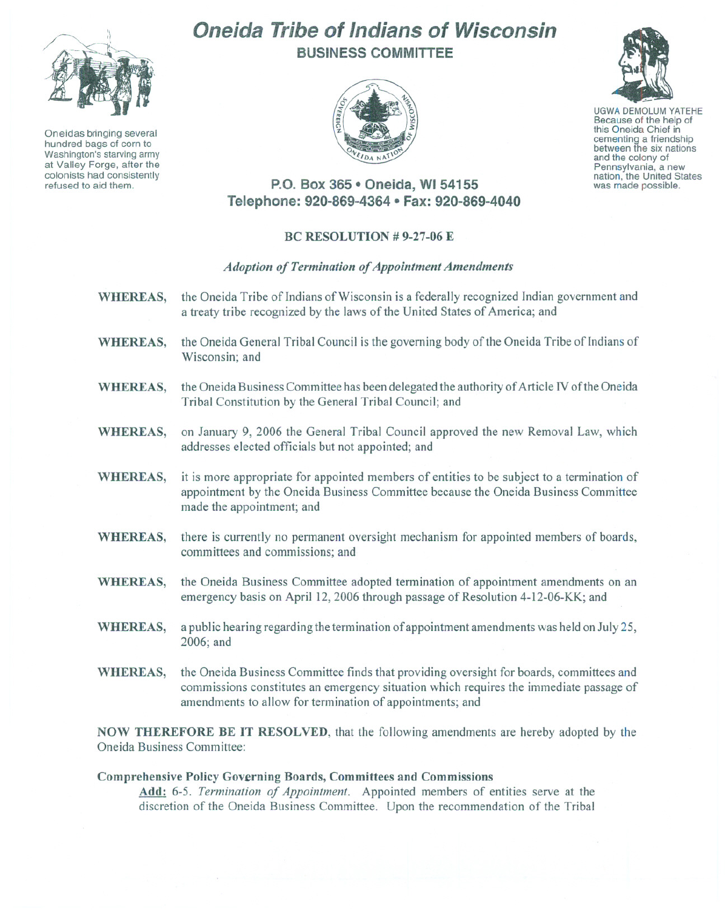# Oneida Tribe of Indians of Wisconsin

## BUSINESS COMMITTEE

Oneidas bringing several hundred bags of corn to Washington's starving army at Valley Forge, after the colonists had consistently refused to aid them.

UGWA DEMOLUM YATEHE
Because of the help of this Oneida Chief in cementing a friendship between the six nations and the colony of Pennsylvania, a new nation, the United States was made possible.

**P.O. Box 365 • Oneida, WI 54155**
**Telephone: 920-869-4364 • Fax: 920-869-4040**

### BC RESOLUTION # 9-27-06 E

*Adoption of Termination of Appointment Amendments*

**WHEREAS,** the Oneida Tribe of Indians of Wisconsin is a federally recognized Indian government and a treaty tribe recognized by the laws of the United States of America; and

**WHEREAS,** the Oneida General Tribal Council is the governing body of the Oneida Tribe of Indians of Wisconsin; and

**WHEREAS,** the Oneida Business Committee has been delegated the authority of Article IV of the Oneida Tribal Constitution by the General Tribal Council; and

**WHEREAS,** on January 9, 2006 the General Tribal Council approved the new Removal Law, which addresses elected officials but not appointed; and

**WHEREAS,** it is more appropriate for appointed members of entities to be subject to a termination of appointment by the Oneida Business Committee because the Oneida Business Committee made the appointment; and

**WHEREAS,** there is currently no permanent oversight mechanism for appointed members of boards, committees and commissions; and

**WHEREAS,** the Oneida Business Committee adopted termination of appointment amendments on an emergency basis on April 12, 2006 through passage of Resolution 4-12-06-KK; and

**WHEREAS,** a public hearing regarding the termination of appointment amendments was held on July 25, 2006; and

**WHEREAS,** the Oneida Business Committee finds that providing oversight for boards, committees and commissions constitutes an emergency situation which requires the immediate passage of amendments to allow for termination of appointments; and

**NOW THEREFORE BE IT RESOLVED**, that the following amendments are hereby adopted by the Oneida Business Committee:

**Comprehensive Policy Governing Boards, Committees and Commissions**

**Add:** 6-5. *Termination of Appointment*. Appointed members of entities serve at the discretion of the Oneida Business Committee. Upon the recommendation of the Tribal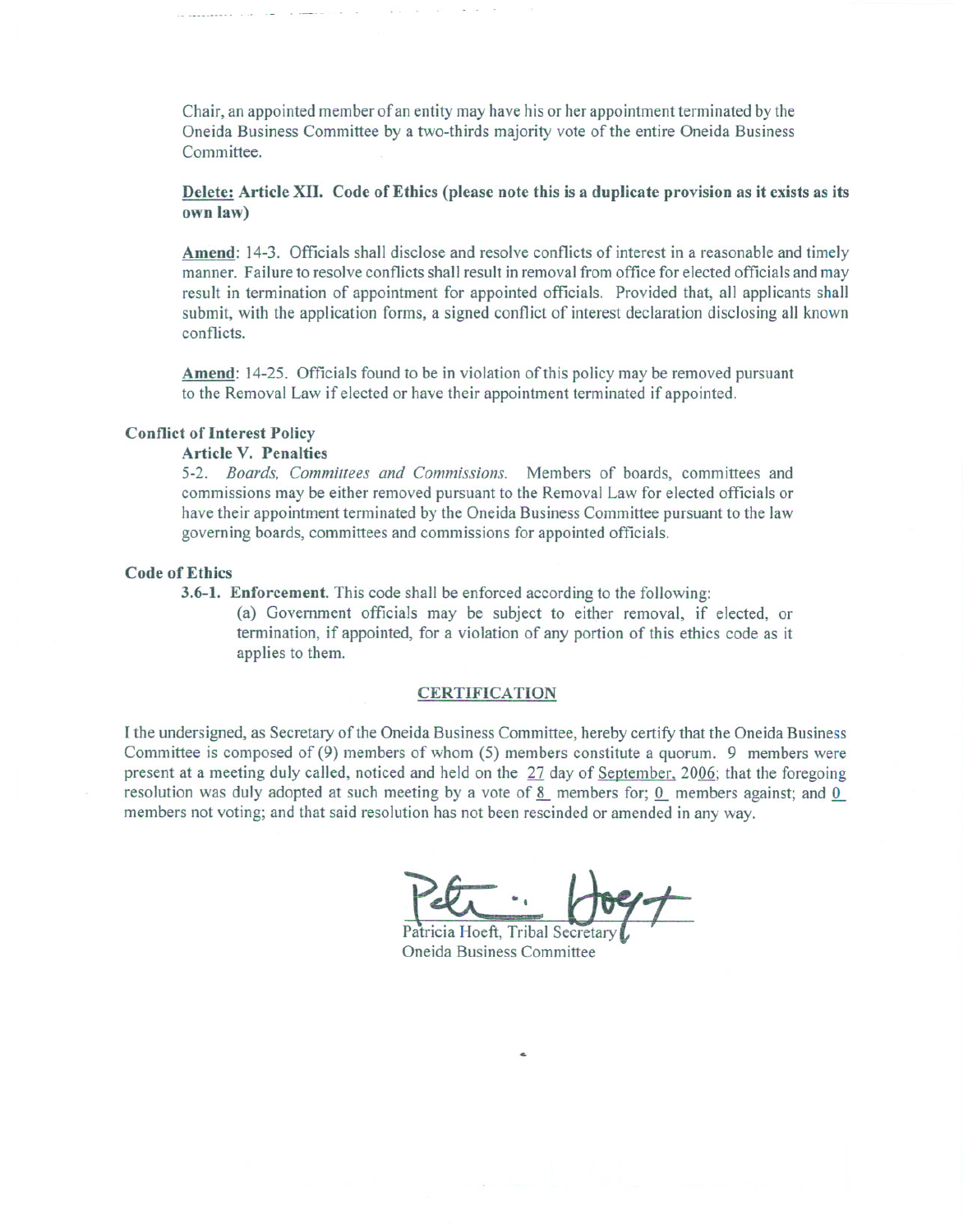Chair, an appointed member of an entity may have his or her appointment terminated by the Oneida Business Committee by a two-thirds majority vote of the entire Oneida Business Committee.

**Delete: Article XII. Code of Ethics (please note this is a duplicate provision as it exists as its own law)**

**Amend**: 14-3. Officials shall disclose and resolve conflicts of interest in a reasonable and timely manner. Failure to resolve conflicts shall result in removal from office for elected officials and may result in termination of appointment for appointed officials. Provided that, all applicants shall submit, with the application forms, a signed conflict of interest declaration disclosing all known conflicts.

**Amend**: 14-25. Officials found to be in violation of this policy may be removed pursuant to the Removal Law if elected or have their appointment terminated if appointed.

**Conflict of Interest Policy**

**Article V. Penalties**

5-2. *Boards, Committees and Commissions.* Members of boards, committees and commissions may be either removed pursuant to the Removal Law for elected officials or have their appointment terminated by the Oneida Business Committee pursuant to the law governing boards, committees and commissions for appointed officials.

**Code of Ethics**

**3.6-1. Enforcement.** This code shall be enforced according to the following:

(a) Government officials may be subject to either removal, if elected, or termination, if appointed, for a violation of any portion of this ethics code as it applies to them.

## CERTIFICATION

I the undersigned, as Secretary of the Oneida Business Committee, hereby certify that the Oneida Business Committee is composed of (9) members of whom (5) members constitute a quorum. 9 members were present at a meeting duly called, noticed and held on the 27 day of September, 2006; that the foregoing resolution was duly adopted at such meeting by a vote of 8 members for; 0 members against; and 0 members not voting; and that said resolution has not been rescinded or amended in any way.

Patricia Hoeft, Tribal Secretary
Oneida Business Committee